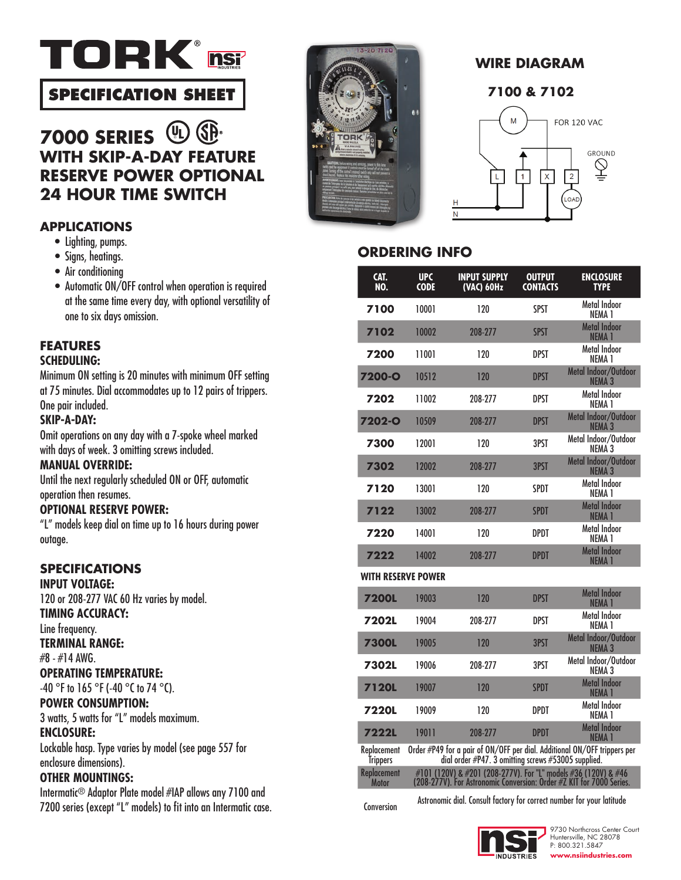# TORK nsi

## SPECIFICATION SHEET

# 7000 SERIES
## WITH SKIP-A-DAY FEATURE RESERVE POWER OPTIONAL 24 HOUR TIME SWITCH

### APPLICATIONS

- Lighting, pumps.
- Signs, heatings.
- Air conditioning
- Automatic ON/OFF control when operation is required at the same time every day, with optional versatility of one to six days omission.

### FEATURES

**SCHEDULING:**
Minimum ON setting is 20 minutes with minimum OFF setting at 75 minutes. Dial accommodates up to 12 pairs of trippers. One pair included.

**SKIP-A-DAY:**
Omit operations on any day with a 7-spoke wheel marked with days of week. 3 omitting screws included.

**MANUAL OVERRIDE:**
Until the next regularly scheduled ON or OFF, automatic operation then resumes.

**OPTIONAL RESERVE POWER:**
"L" models keep dial on time up to 16 hours during power outage.

### SPECIFICATIONS

**INPUT VOLTAGE:**
120 or 208-277 VAC 60 Hz varies by model.

**TIMING ACCURACY:**
Line frequency.

**TERMINAL RANGE:**
#8 - #14 AWG.

**OPERATING TEMPERATURE:**
-40 °F to 165 °F (-40 °C to 74 °C).

**POWER CONSUMPTION:**
3 watts, 5 watts for "L" models maximum.

**ENCLOSURE:**
Lockable hasp. Type varies by model (see page 557 for enclosure dimensions).

**OTHER MOUNTINGS:**
Intermatic® Adaptor Plate model #IAP allows any 7100 and 7200 series (except "L" models) to fit into an Intermatic case.

### WIRE DIAGRAM

**7100 & 7102**

M — FOR 120 VAC — GROUND — L, 1, X, 2 — LOAD — H — N

### ORDERING INFO

| CAT. NO. | UPC CODE | INPUT SUPPLY (VAC) 60Hz | OUTPUT CONTACTS | ENCLOSURE TYPE |
|---|---|---|---|---|
| **7100** | 10001 | 120 | SPST | Metal Indoor NEMA 1 |
| **7102** | 10002 | 208-277 | SPST | Metal Indoor NEMA 1 |
| **7200** | 11001 | 120 | DPST | Metal Indoor NEMA 1 |
| **7200-O** | 10512 | 120 | DPST | Metal Indoor/Outdoor NEMA 3 |
| **7202** | 11002 | 208-277 | DPST | Metal Indoor NEMA 1 |
| **7202-O** | 10509 | 208-277 | DPST | Metal Indoor/Outdoor NEMA 3 |
| **7300** | 12001 | 120 | 3PST | Metal Indoor/Outdoor NEMA 3 |
| **7302** | 12002 | 208-277 | 3PST | Metal Indoor/Outdoor NEMA 3 |
| **7120** | 13001 | 120 | SPDT | Metal Indoor NEMA 1 |
| **7122** | 13002 | 208-277 | SPDT | Metal Indoor NEMA 1 |
| **7220** | 14001 | 120 | DPDT | Metal Indoor NEMA 1 |
| **7222** | 14002 | 208-277 | DPDT | Metal Indoor NEMA 1 |
| **WITH RESERVE POWER** | | | | |
| **7200L** | 19003 | 120 | DPST | Metal Indoor NEMA 1 |
| **7202L** | 19004 | 208-277 | DPST | Metal Indoor NEMA 1 |
| **7300L** | 19005 | 120 | 3PST | Metal Indoor/Outdoor NEMA 3 |
| **7302L** | 19006 | 208-277 | 3PST | Metal Indoor/Outdoor NEMA 3 |
| **7120L** | 19007 | 120 | SPDT | Metal Indoor NEMA 1 |
| **7220L** | 19009 | 120 | DPDT | Metal Indoor NEMA 1 |
| **7222L** | 19011 | 208-277 | DPDT | Metal Indoor NEMA 1 |
| Replacement Trippers | Order #P49 for a pair of ON/OFF per dial. Additional ON/OFF trippers per dial order #P47. 3 omitting screws #53005 supplied. | | | |
| Replacement Motor | #101 (120V) & #201 (208-277V). For "L" models #36 (120V) & #46 (208-277V). For Astronomic Conversion: Order #Z KIT for 7000 Series. | | | |
| Conversion | Astronomic dial. Consult factory for correct number for your latitude | | | |

nsi INDUSTRIES
9730 Northcross Center Court
Huntersville, NC 28078
P: 800.321.5847
www.nsiindustries.com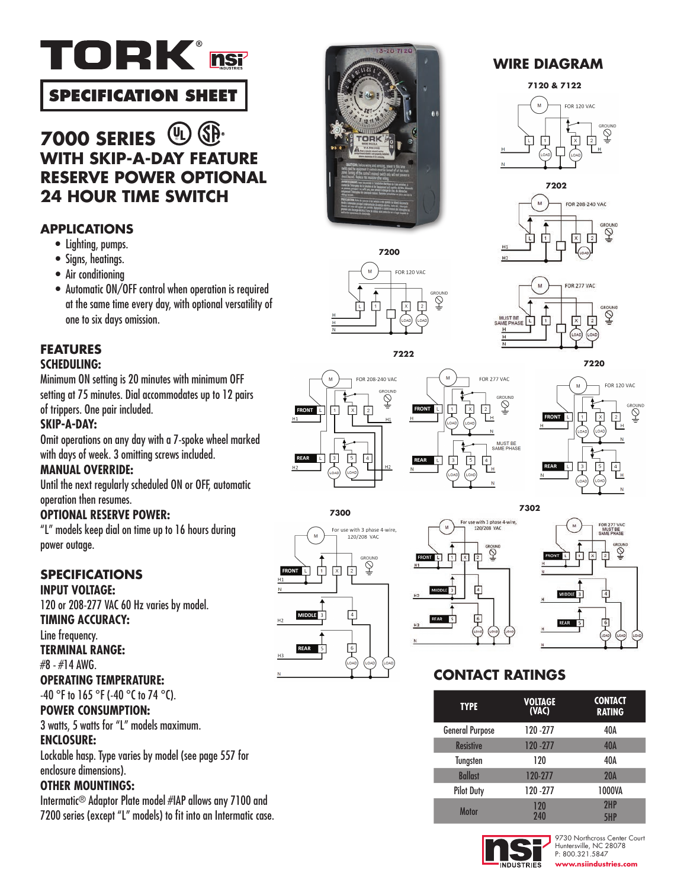# TORK® NSI INDUSTRIES

## SPECIFICATION SHEET

# 7000 SERIES
## WITH SKIP-A-DAY FEATURE
## RESERVE POWER OPTIONAL
## 24 HOUR TIME SWITCH

### APPLICATIONS

- Lighting, pumps.
- Signs, heatings.
- Air conditioning
- Automatic ON/OFF control when operation is required at the same time every day, with optional versatility of one to six days omission.

### FEATURES

**SCHEDULING:**
Minimum ON setting is 20 minutes with minimum OFF setting at 75 minutes. Dial accommodates up to 12 pairs of trippers. One pair included.

**SKIP-A-DAY:**
Omit operations on any day with a 7-spoke wheel marked with days of week. 3 omitting screws included.

**MANUAL OVERRIDE:**
Until the next regularly scheduled ON or OFF, automatic operation then resumes.

**OPTIONAL RESERVE POWER:**
"L" models keep dial on time up to 16 hours during power outage.

### SPECIFICATIONS

**INPUT VOLTAGE:**
120 or 208-277 VAC 60 Hz varies by model.

**TIMING ACCURACY:**
Line frequency.

**TERMINAL RANGE:**
#8 - #14 AWG.

**OPERATING TEMPERATURE:**
-40 °F to 165 °F (-40 °C to 74 °C).

**POWER CONSUMPTION:**
3 watts, 5 watts for "L" models maximum.

**ENCLOSURE:**
Lockable hasp. Type varies by model (see page 557 for enclosure dimensions).

**OTHER MOUNTINGS:**
Intermatic® Adaptor Plate model #IAP allows any 7100 and 7200 series (except "L" models) to fit into an Intermatic case.

## WIRE DIAGRAM

7120 & 7122
FOR 120 VAC

7202
FOR 208-240 VAC
FOR 277 VAC
MUST BE SAME PHASE

7200
FOR 120 VAC

7222
FOR 208-240 VAC
FOR 277 VAC
MUST BE SAME PHASE

7220
FOR 120 VAC

7300
For use with 3 phase 4-wire, 120/208 VAC

7302
For use with 3 phase 4-wire, 120/208 VAC
FOR 277 VAC MUST BE SAME PHASE

## CONTACT RATINGS

| TYPE | VOLTAGE (VAC) | CONTACT RATING |
|---|---|---|
| General Purpose | 120 -277 | 40A |
| Resistive | 120 -277 | 40A |
| Tungsten | 120 | 40A |
| Ballast | 120-277 | 20A |
| Pilot Duty | 120 -277 | 1000VA |
| Motor | 120<br>240 | 2HP<br>5HP |

NSI INDUSTRIES
9730 Northcross Center Court
Huntersville, NC 28078
P: 800.321.5847
www.nsiindustries.com